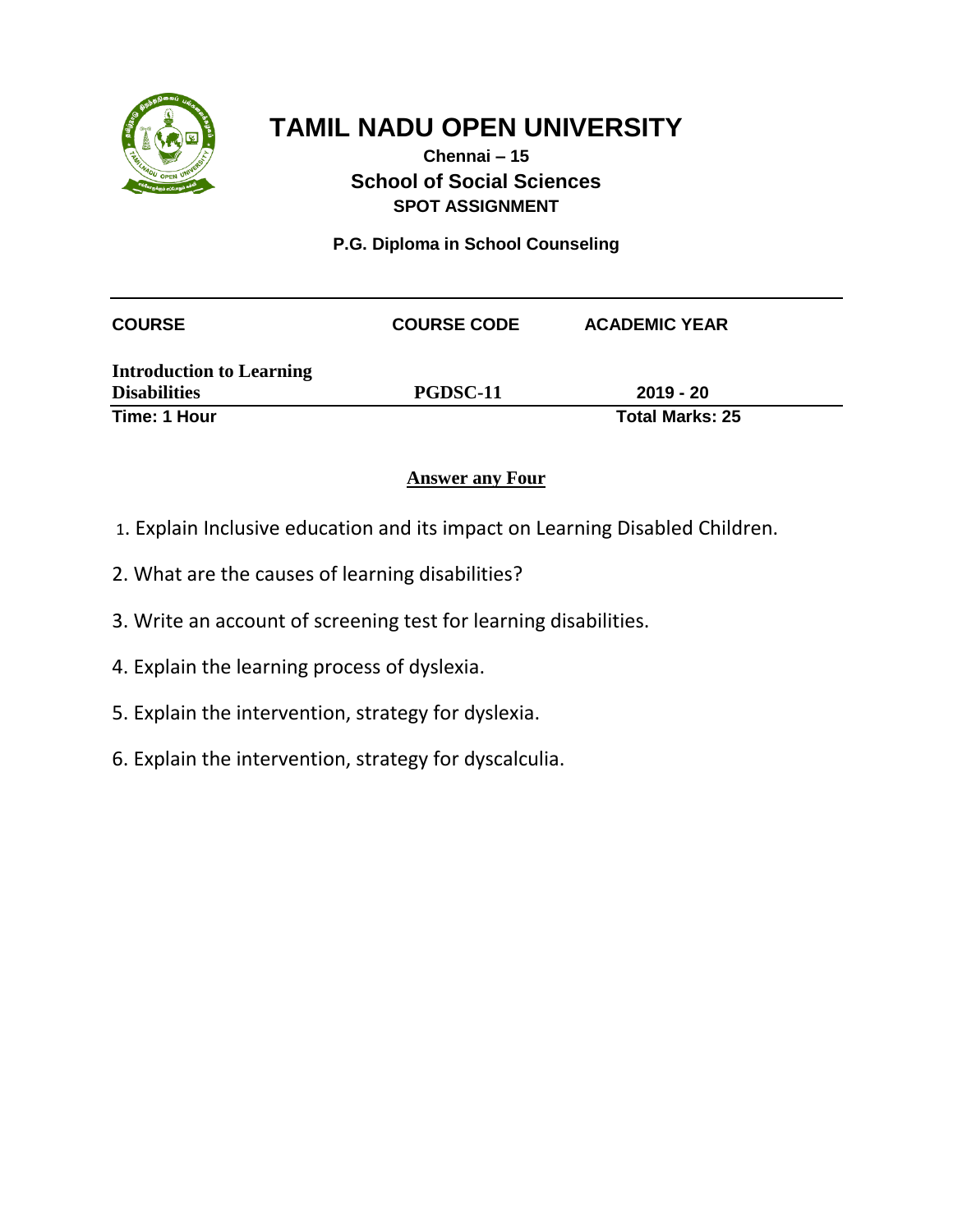# TAMIL NADU OPEN UNIVERSITY

**Chennai – 15**

## School of Social Sciences

**SPOT ASSIGNMENT**

**P.G. Diploma in School Counseling**

| COURSE | COURSE CODE | ACADEMIC YEAR |
|---|---|---|
| **Introduction to Learning Disabilities** | **PGDSC-11** | **2019 - 20** |

**Time: 1 Hour** **Total Marks: 25**

**Answer any Four**

1. Explain Inclusive education and its impact on Learning Disabled Children.
2. What are the causes of learning disabilities?
3. Write an account of screening test for learning disabilities.
4. Explain the learning process of dyslexia.
5. Explain the intervention, strategy for dyslexia.
6. Explain the intervention, strategy for dyscalculia.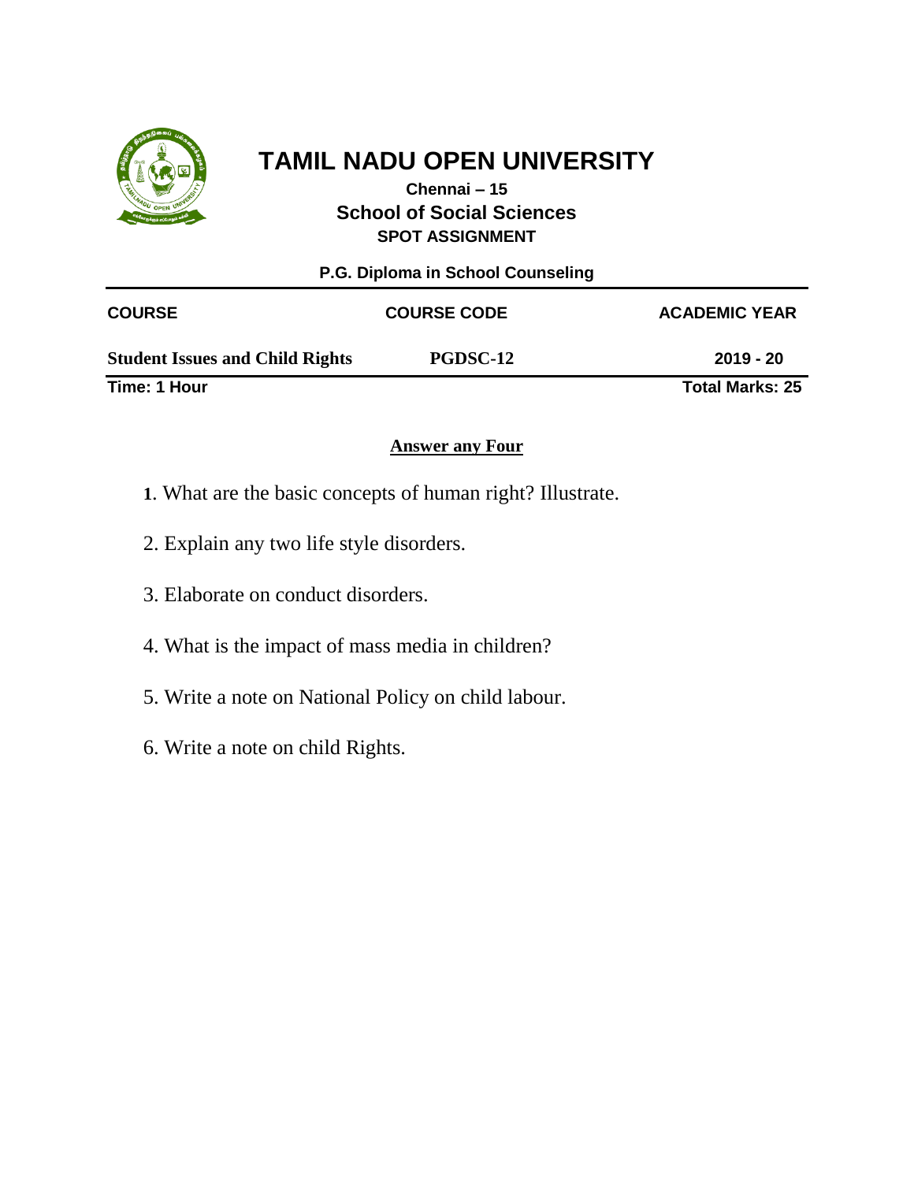# TAMIL NADU OPEN UNIVERSITY

**Chennai – 15**

## School of Social Sciences

**SPOT ASSIGNMENT**

**P.G. Diploma in School Counseling**

| COURSE | COURSE CODE | ACADEMIC YEAR |
|---|---|---|
| **Student Issues and Child Rights** | **PGDSC-12** | **2019 - 20** |

**Time: 1 Hour** **Total Marks: 25**

**Answer any Four**

**1**. What are the basic concepts of human right? Illustrate.

2. Explain any two life style disorders.

3. Elaborate on conduct disorders.

4. What is the impact of mass media in children?

5. Write a note on National Policy on child labour.

6. Write a note on child Rights.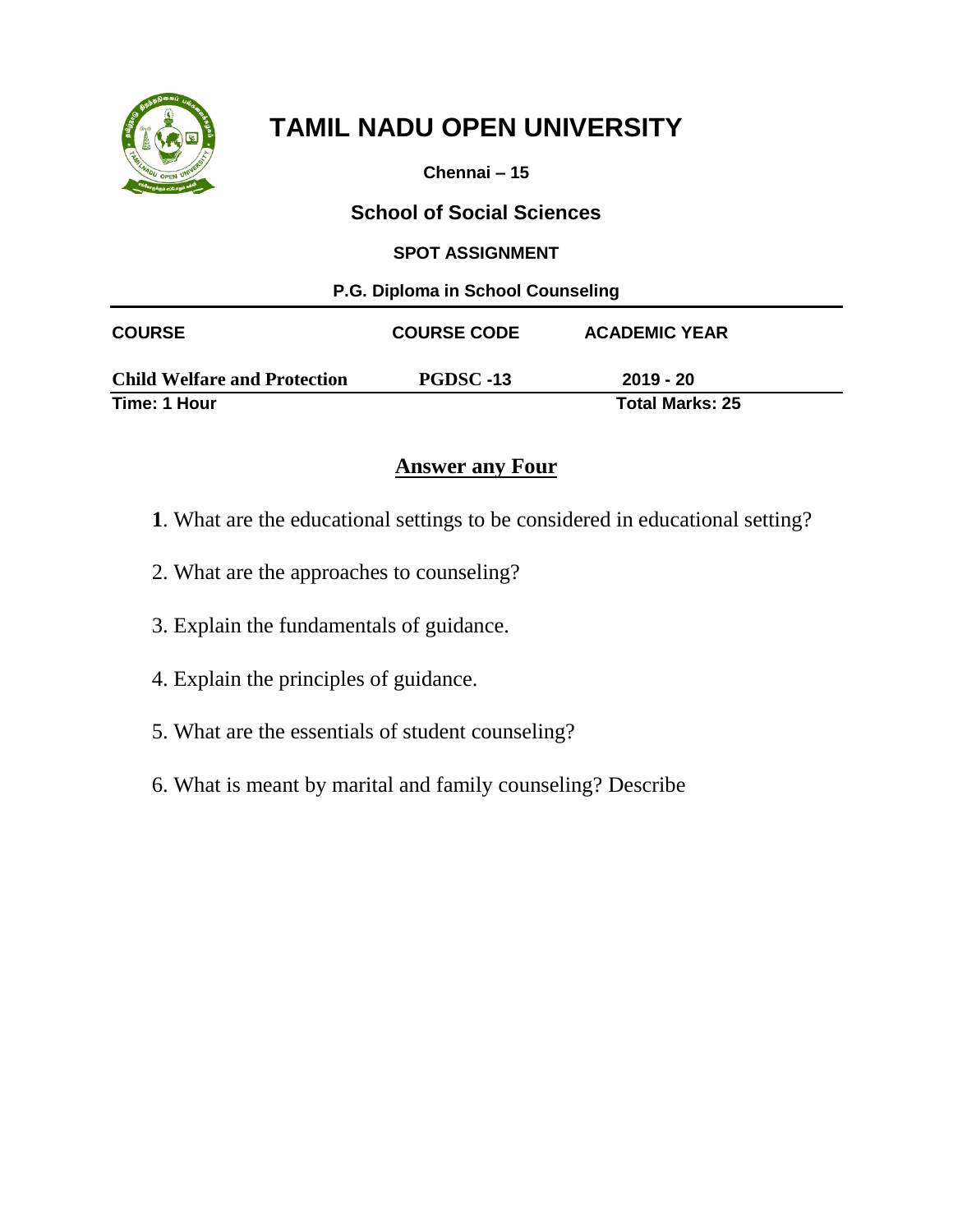# TAMIL NADU OPEN UNIVERSITY

**Chennai – 15**

## School of Social Sciences

**SPOT ASSIGNMENT**

**P.G. Diploma in School Counseling**

| COURSE | COURSE CODE | ACADEMIC YEAR |
|---|---|---|
| **Child Welfare and Protection** | **PGDSC -13** | **2019 - 20** |

**Time: 1 Hour** **Total Marks: 25**

**Answer any Four**

**1**. What are the educational settings to be considered in educational setting?

2. What are the approaches to counseling?

3. Explain the fundamentals of guidance.

4. Explain the principles of guidance.

5. What are the essentials of student counseling?

6. What is meant by marital and family counseling? Describe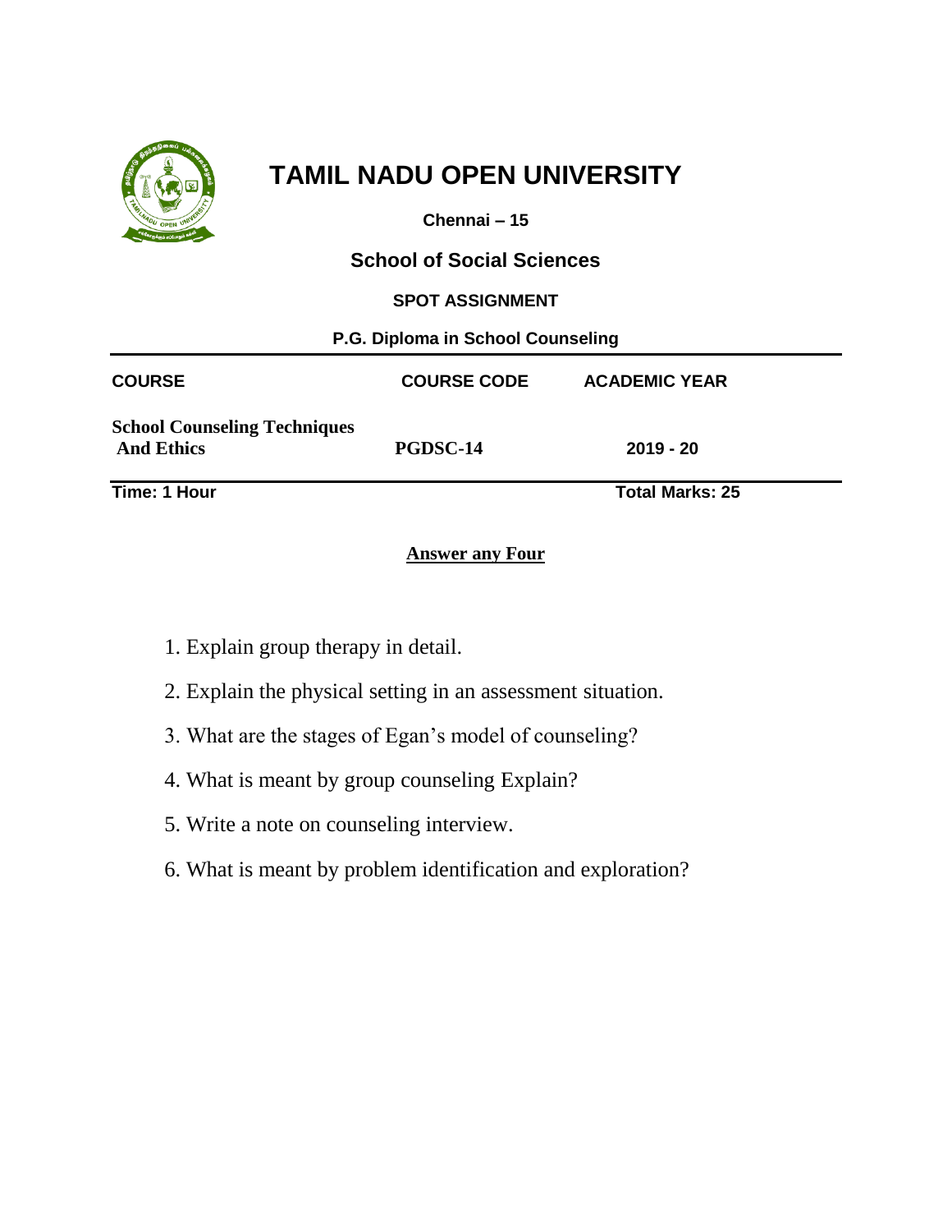# TAMIL NADU OPEN UNIVERSITY

**Chennai – 15**

## School of Social Sciences

**SPOT ASSIGNMENT**

**P.G. Diploma in School Counseling**

| COURSE | COURSE CODE | ACADEMIC YEAR |
|---|---|---|
| **School Counseling Techniques And Ethics** | **PGDSC-14** | **2019 - 20** |

**Time: 1 Hour** **Total Marks: 25**

**Answer any Four**

1. Explain group therapy in detail.
2. Explain the physical setting in an assessment situation.
3. What are the stages of Egan's model of counseling?
4. What is meant by group counseling Explain?
5. Write a note on counseling interview.
6. What is meant by problem identification and exploration?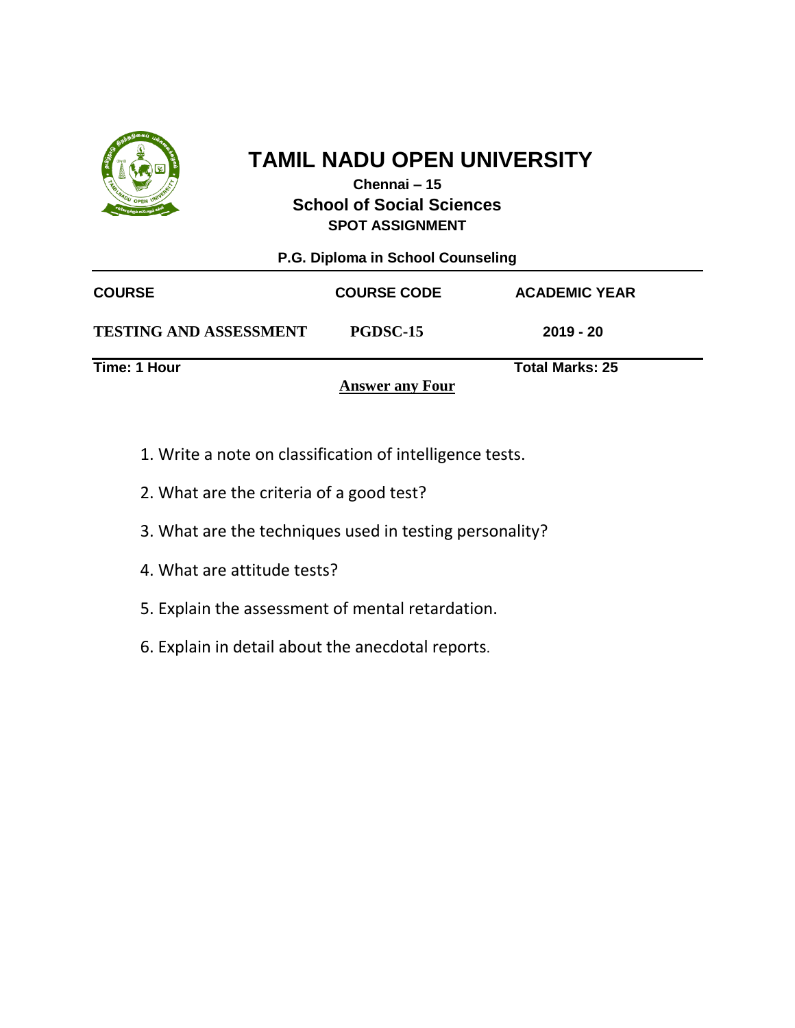# TAMIL NADU OPEN UNIVERSITY

**Chennai – 15**

## School of Social Sciences

**SPOT ASSIGNMENT**

**P.G. Diploma in School Counseling**

| COURSE | COURSE CODE | ACADEMIC YEAR |
|---|---|---|
| **TESTING AND ASSESSMENT** | **PGDSC-15** | **2019 - 20** |

**Time: 1 Hour** | **Total Marks: 25**

**Answer any Four**

1. Write a note on classification of intelligence tests.
2. What are the criteria of a good test?
3. What are the techniques used in testing personality?
4. What are attitude tests?
5. Explain the assessment of mental retardation.
6. Explain in detail about the anecdotal reports.